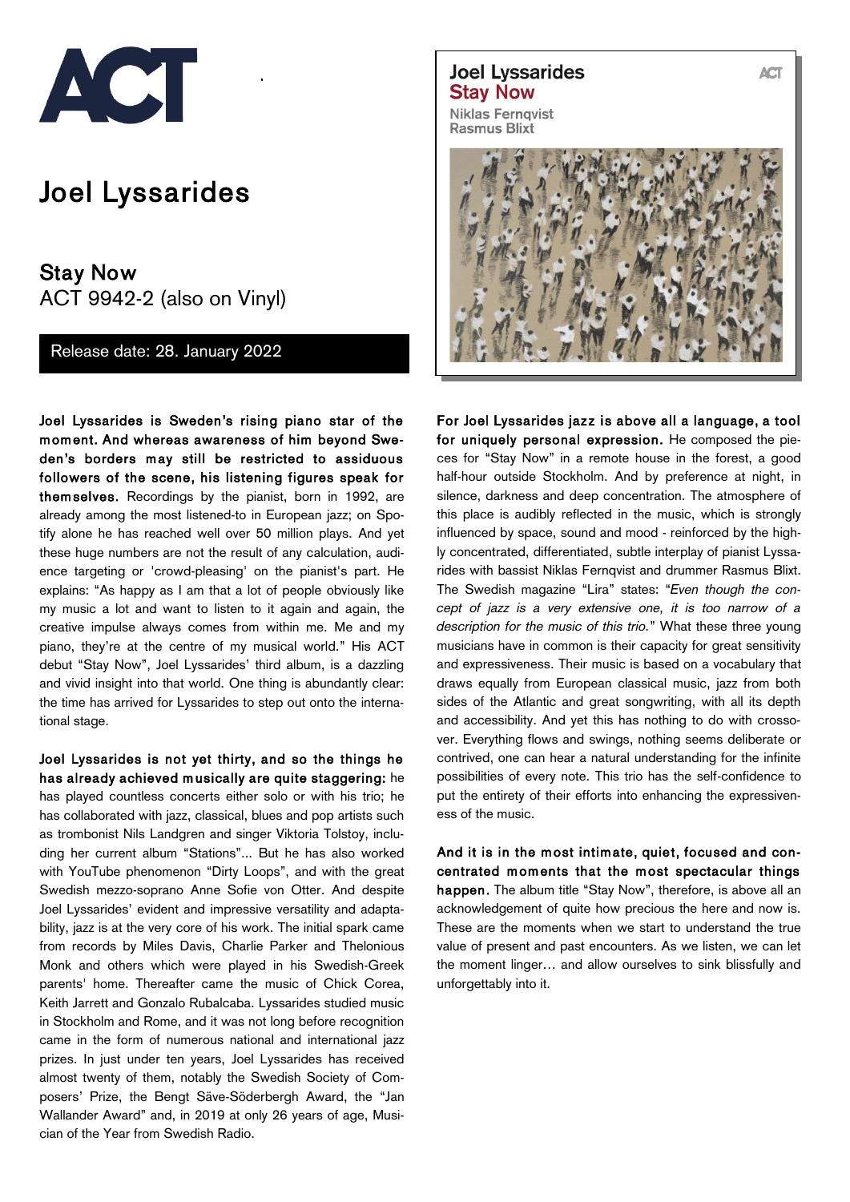# Joel Lyssarides

## Stay Now
ACT 9942-2 (also on Vinyl)

Release date: 28. January 2022

**Joel Lyssarides is Sweden's rising piano star of the moment. And whereas awareness of him beyond Sweden's borders may still be restricted to assiduous followers of the scene, his listening figures speak for themselves.** Recordings by the pianist, born in 1992, are already among the most listened-to in European jazz; on Spotify alone he has reached well over 50 million plays. And yet these huge numbers are not the result of any calculation, audience targeting or 'crowd-pleasing' on the pianist's part. He explains: "As happy as I am that a lot of people obviously like my music a lot and want to listen to it again and again, the creative impulse always comes from within me. Me and my piano, they're at the centre of my musical world." His ACT debut "Stay Now", Joel Lyssarides' third album, is a dazzling and vivid insight into that world. One thing is abundantly clear: the time has arrived for Lyssarides to step out onto the international stage.

**Joel Lyssarides is not yet thirty, and so the things he has already achieved musically are quite staggering:** he has played countless concerts either solo or with his trio; he has collaborated with jazz, classical, blues and pop artists such as trombonist Nils Landgren and singer Viktoria Tolstoy, including her current album "Stations"... But he has also worked with YouTube phenomenon "Dirty Loops", and with the great Swedish mezzo-soprano Anne Sofie von Otter. And despite Joel Lyssarides' evident and impressive versatility and adaptability, jazz is at the very core of his work. The initial spark came from records by Miles Davis, Charlie Parker and Thelonious Monk and others which were played in his Swedish-Greek parents' home. Thereafter came the music of Chick Corea, Keith Jarrett and Gonzalo Rubalcaba. Lyssarides studied music in Stockholm and Rome, and it was not long before recognition came in the form of numerous national and international jazz prizes. In just under ten years, Joel Lyssarides has received almost twenty of them, notably the Swedish Society of Composers' Prize, the Bengt Säve-Söderbergh Award, the "Jan Wallander Award" and, in 2019 at only 26 years of age, Musician of the Year from Swedish Radio.

**For Joel Lyssarides jazz is above all a language, a tool for uniquely personal expression.** He composed the pieces for "Stay Now" in a remote house in the forest, a good half-hour outside Stockholm. And by preference at night, in silence, darkness and deep concentration. The atmosphere of this place is audibly reflected in the music, which is strongly influenced by space, sound and mood - reinforced by the highly concentrated, differentiated, subtle interplay of pianist Lyssarides with bassist Niklas Fernqvist and drummer Rasmus Blixt. The Swedish magazine "Lira" states: "*Even though the concept of jazz is a very extensive one, it is too narrow of a description for the music of this trio.*" What these three young musicians have in common is their capacity for great sensitivity and expressiveness. Their music is based on a vocabulary that draws equally from European classical music, jazz from both sides of the Atlantic and great songwriting, with all its depth and accessibility. And yet this has nothing to do with crossover. Everything flows and swings, nothing seems deliberate or contrived, one can hear a natural understanding for the infinite possibilities of every note. This trio has the self-confidence to put the entirety of their efforts into enhancing the expressiveness of the music.

**And it is in the most intimate, quiet, focused and concentrated moments that the most spectacular things happen.** The album title "Stay Now", therefore, is above all an acknowledgement of quite how precious the here and now is. These are the moments when we start to understand the true value of present and past encounters. As we listen, we can let the moment linger… and allow ourselves to sink blissfully and unforgettably into it.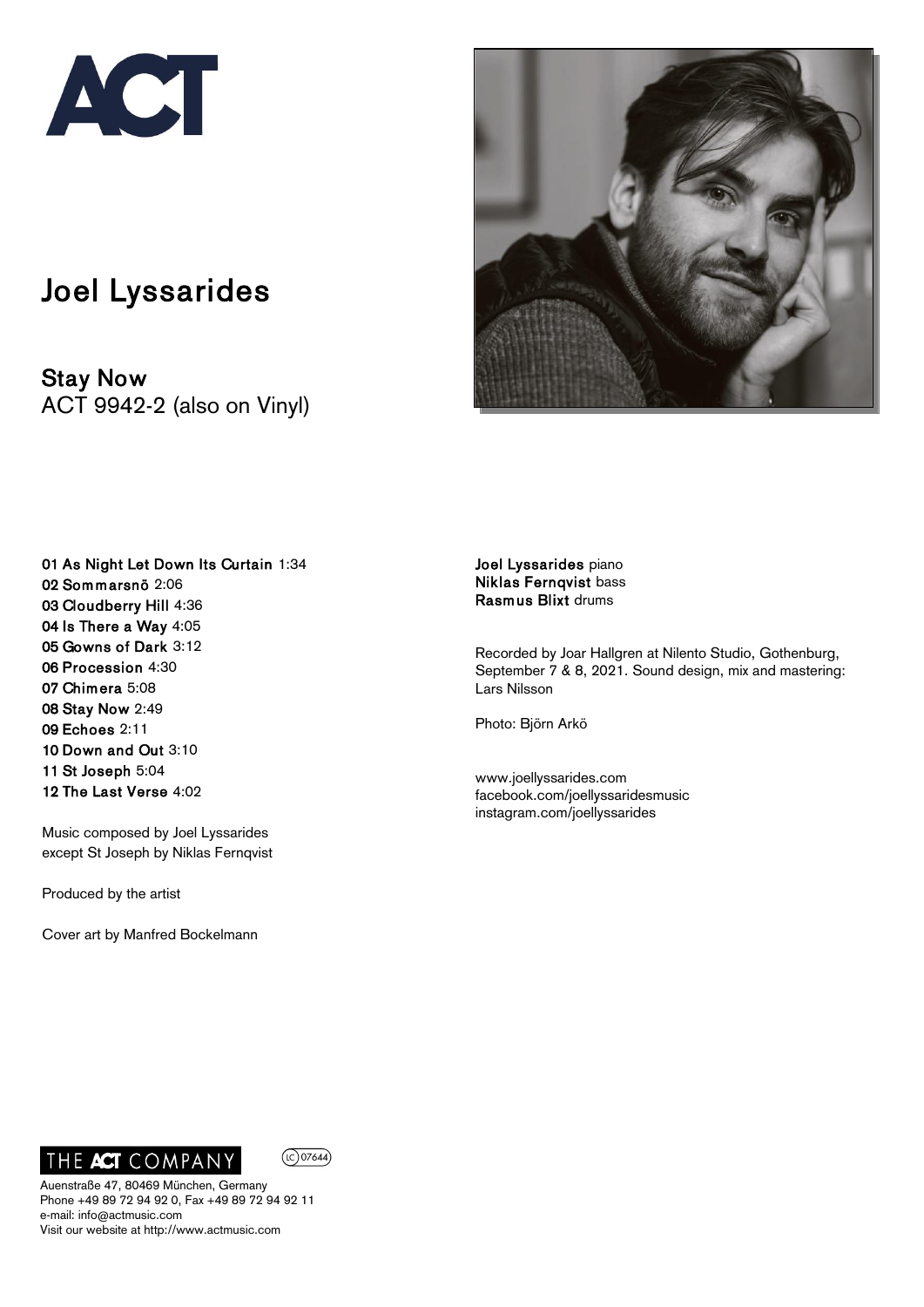ACT

# Joel Lyssarides

## Stay Now

ACT 9942-2 (also on Vinyl)

**01 As Night Let Down Its Curtain** 1:34
**02 Sommarsnö** 2:06
**03 Cloudberry Hill** 4:36
**04 Is There a Way** 4:05
**05 Gowns of Dark** 3:12
**06 Procession** 4:30
**07 Chimera** 5:08
**08 Stay Now** 2:49
**09 Echoes** 2:11
**10 Down and Out** 3:10
**11 St Joseph** 5:04
**12 The Last Verse** 4:02

Music composed by Joel Lyssarides
except St Joseph by Niklas Fernqvist

Produced by the artist

Cover art by Manfred Bockelmann

**Joel Lyssarides** piano
**Niklas Fernqvist** bass
**Rasmus Blixt** drums

Recorded by Joar Hallgren at Nilento Studio, Gothenburg, September 7 & 8, 2021. Sound design, mix and mastering: Lars Nilsson

Photo: Björn Arkö

www.joellyssarides.com
facebook.com/joellyssaridesmusic
instagram.com/joellyssarides

THE ACT COMPANY (LC) 07644

Auenstraße 47, 80469 München, Germany
Phone +49 89 72 94 92 0, Fax +49 89 72 94 92 11
e-mail: info@actmusic.com
Visit our website at http://www.actmusic.com